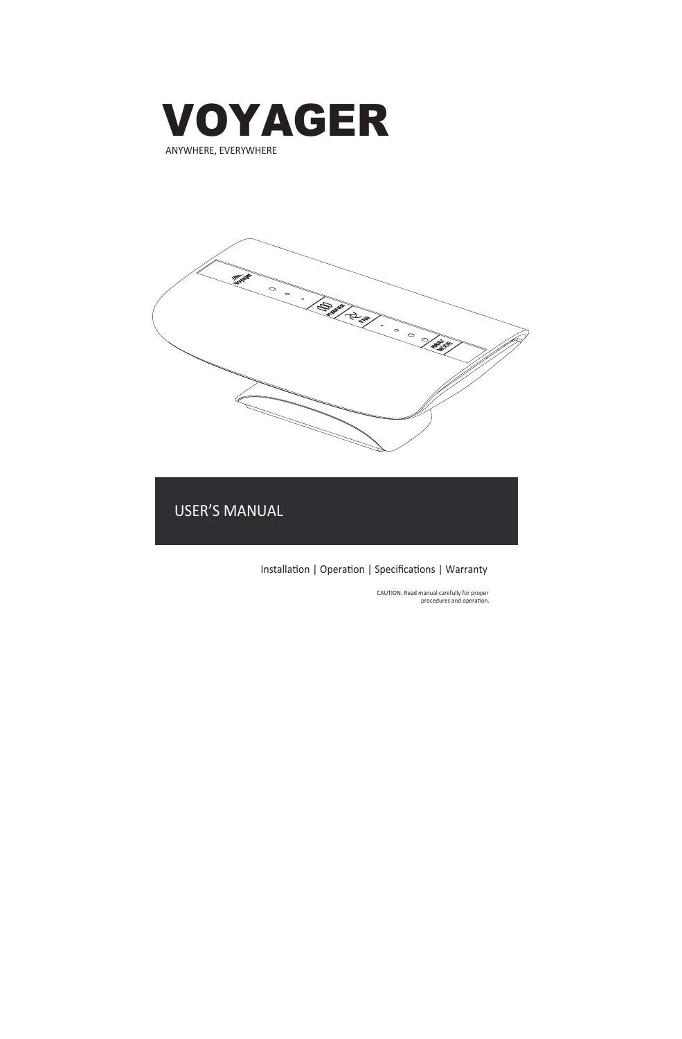# VOYAGER

ANYWHERE, EVERYWHERE

## USER'S MANUAL

Installation | Operation | Specifications | Warranty

CAUTION: Read manual carefully for proper procedures and operation.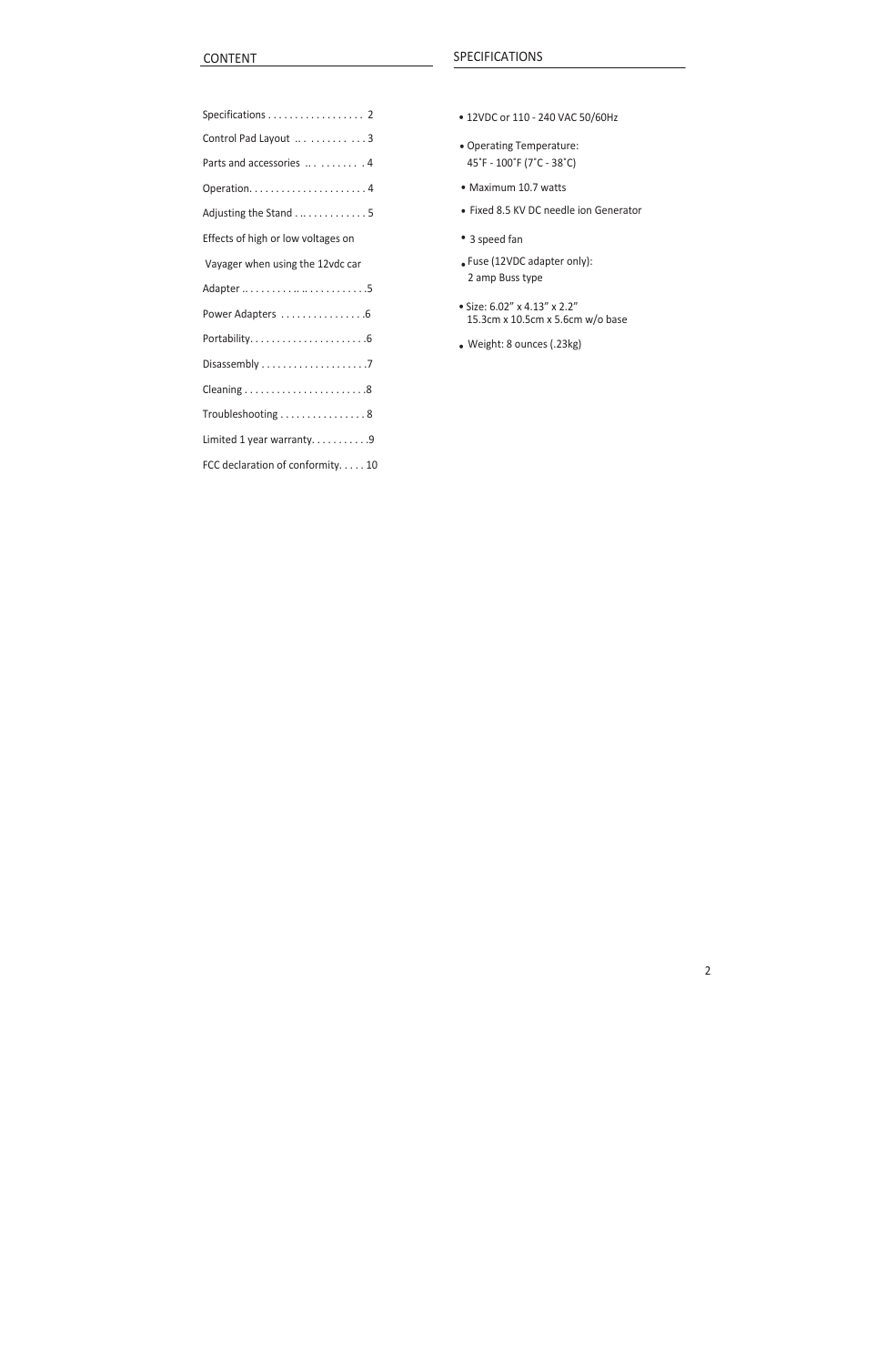## CONTENT

| | |
|---|---|
| Specifications | 2 |
| Control Pad Layout | 3 |
| Parts and accessories | 4 |
| Operation | 4 |
| Adjusting the Stand | 5 |
| Effects of high or low voltages on Vayager when using the 12vdc car Adapter | 5 |
| Power Adapters | 6 |
| Portability | 6 |
| Disassembly | 7 |
| Cleaning | 8 |
| Troubleshooting | 8 |
| Limited 1 year warranty | 9 |
| FCC declaration of conformity | 10 |

## SPECIFICATIONS

- 12VDC or 110 - 240 VAC 50/60Hz
- Operating Temperature: 45˚F - 100˚F (7˚C - 38˚C)
- Maximum 10.7 watts
- Fixed 8.5 KV DC needle ion Generator
- 3 speed fan
- Fuse (12VDC adapter only): 2 amp Buss type
- Size: 6.02" x 4.13" x 2.2" 15.3cm x 10.5cm x 5.6cm w/o base
- Weight: 8 ounces (.23kg)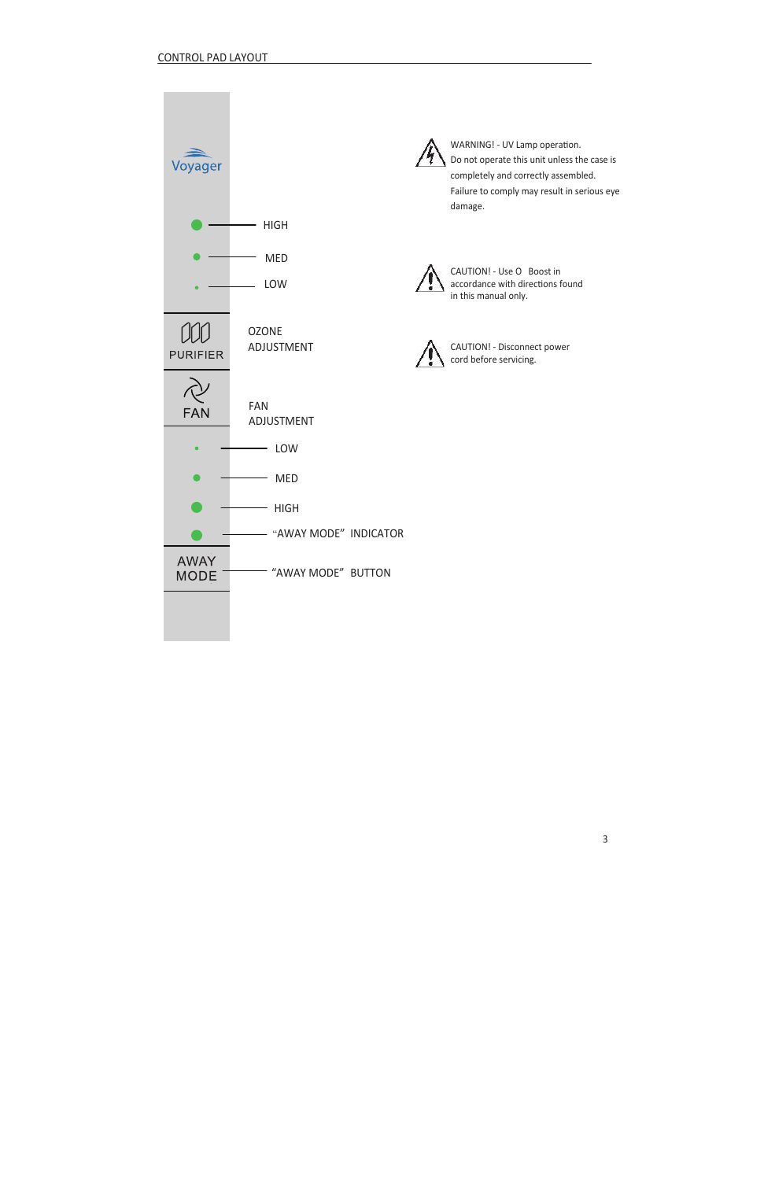## CONTROL PAD LAYOUT

Voyager

- HIGH
- MED
- LOW

PURIFIER — OZONE ADJUSTMENT

FAN — FAN ADJUSTMENT

- LOW
- MED
- HIGH

"AWAY MODE" INDICATOR

AWAY MODE — "AWAY MODE" BUTTON

WARNING! - UV Lamp operation.
Do not operate this unit unless the case is completely and correctly assembled.
Failure to comply may result in serious eye damage.

CAUTION! - Use O Boost in accordance with directions found in this manual only.

CAUTION! - Disconnect power cord before servicing.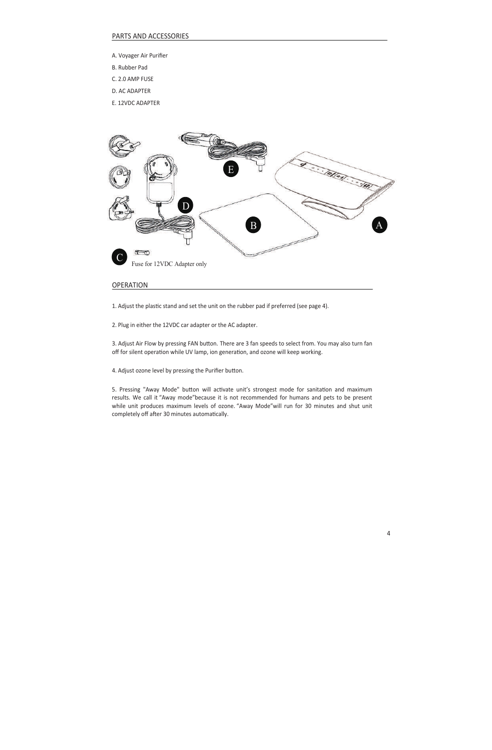## PARTS AND ACCESSORIES

A. Voyager Air Purifier

B. Rubber Pad

C. 2.0 AMP FUSE

D. AC ADAPTER

E. 12VDC ADAPTER

Fuse for 12VDC Adapter only

## OPERATION

1. Adjust the plastic stand and set the unit on the rubber pad if preferred (see page 4).

2. Plug in either the 12VDC car adapter or the AC adapter.

3. Adjust Air Flow by pressing FAN button. There are 3 fan speeds to select from. You may also turn fan off for silent operation while UV lamp, ion generation, and ozone will keep working.

4. Adjust ozone level by pressing the Purifier button.

5. Pressing "Away Mode" button will activate unit's strongest mode for sanitation and maximum results. We call it "Away mode"because it is not recommended for humans and pets to be present while unit produces maximum levels of ozone. "Away Mode"will run for 30 minutes and shut unit completely off after 30 minutes automatically.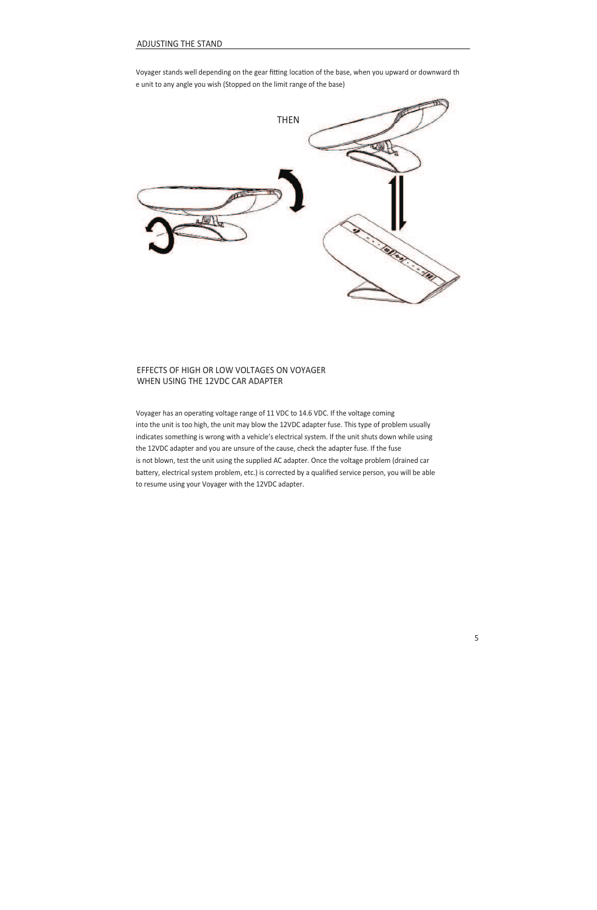## ADJUSTING THE STAND

Voyager stands well depending on the gear fitting location of the base, when you upward or downward th e unit to any angle you wish (Stopped on the limit range of the base)

THEN

## EFFECTS OF HIGH OR LOW VOLTAGES ON VOYAGER WHEN USING THE 12VDC CAR ADAPTER

Voyager has an operating voltage range of 11 VDC to 14.6 VDC. If the voltage coming into the unit is too high, the unit may blow the 12VDC adapter fuse. This type of problem usually indicates something is wrong with a vehicle's electrical system. If the unit shuts down while using the 12VDC adapter and you are unsure of the cause, check the adapter fuse. If the fuse is not blown, test the unit using the supplied AC adapter. Once the voltage problem (drained car battery, electrical system problem, etc.) is corrected by a qualified service person, you will be able to resume using your Voyager with the 12VDC adapter.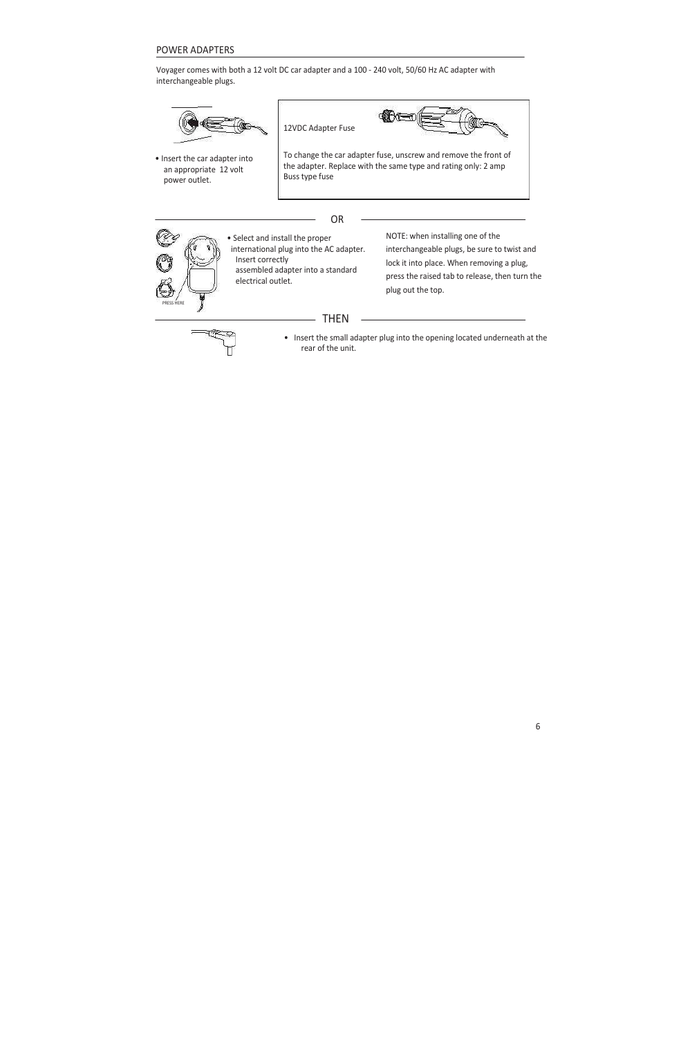## POWER ADAPTERS

Voyager comes with both a 12 volt DC car adapter and a 100 - 240 volt, 50/60 Hz AC adapter with interchangeable plugs.

- Insert the car adapter into an appropriate 12 volt power outlet.

12VDC Adapter Fuse

To change the car adapter fuse, unscrew and remove the front of the adapter. Replace with the same type and rating only: 2 amp Buss type fuse

OR

PRESS HERE

- Select and install the proper international plug into the AC adapter. Insert correctly assembled adapter into a standard electrical outlet.

NOTE: when installing one of the interchangeable plugs, be sure to twist and lock it into place. When removing a plug, press the raised tab to release, then turn the plug out the top.

THEN

- Insert the small adapter plug into the opening located underneath at the rear of the unit.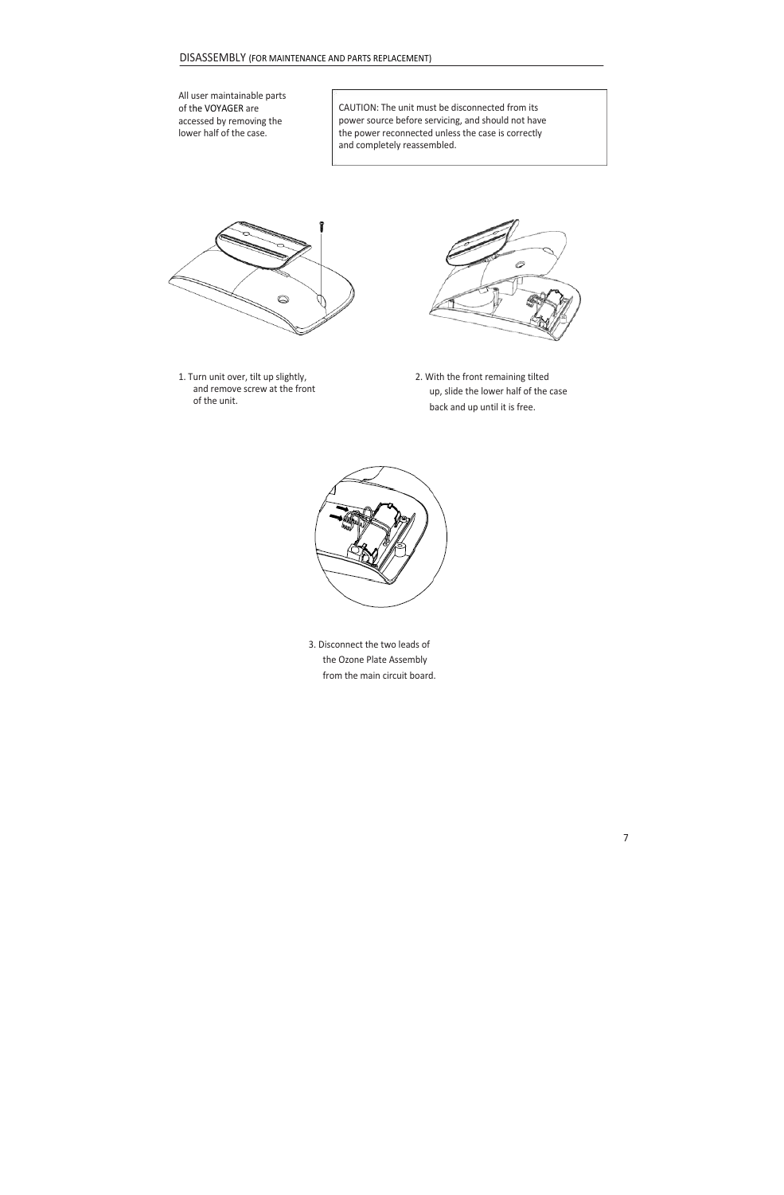## DISASSEMBLY (FOR MAINTENANCE AND PARTS REPLACEMENT)

All user maintainable parts of the VOYAGER are accessed by removing the lower half of the case.

CAUTION: The unit must be disconnected from its power source before servicing, and should not have the power reconnected unless the case is correctly and completely reassembled.

1. Turn unit over, tilt up slightly, and remove screw at the front of the unit.

2. With the front remaining tilted up, slide the lower half of the case back and up until it is free.

3. Disconnect the two leads of the Ozone Plate Assembly from the main circuit board.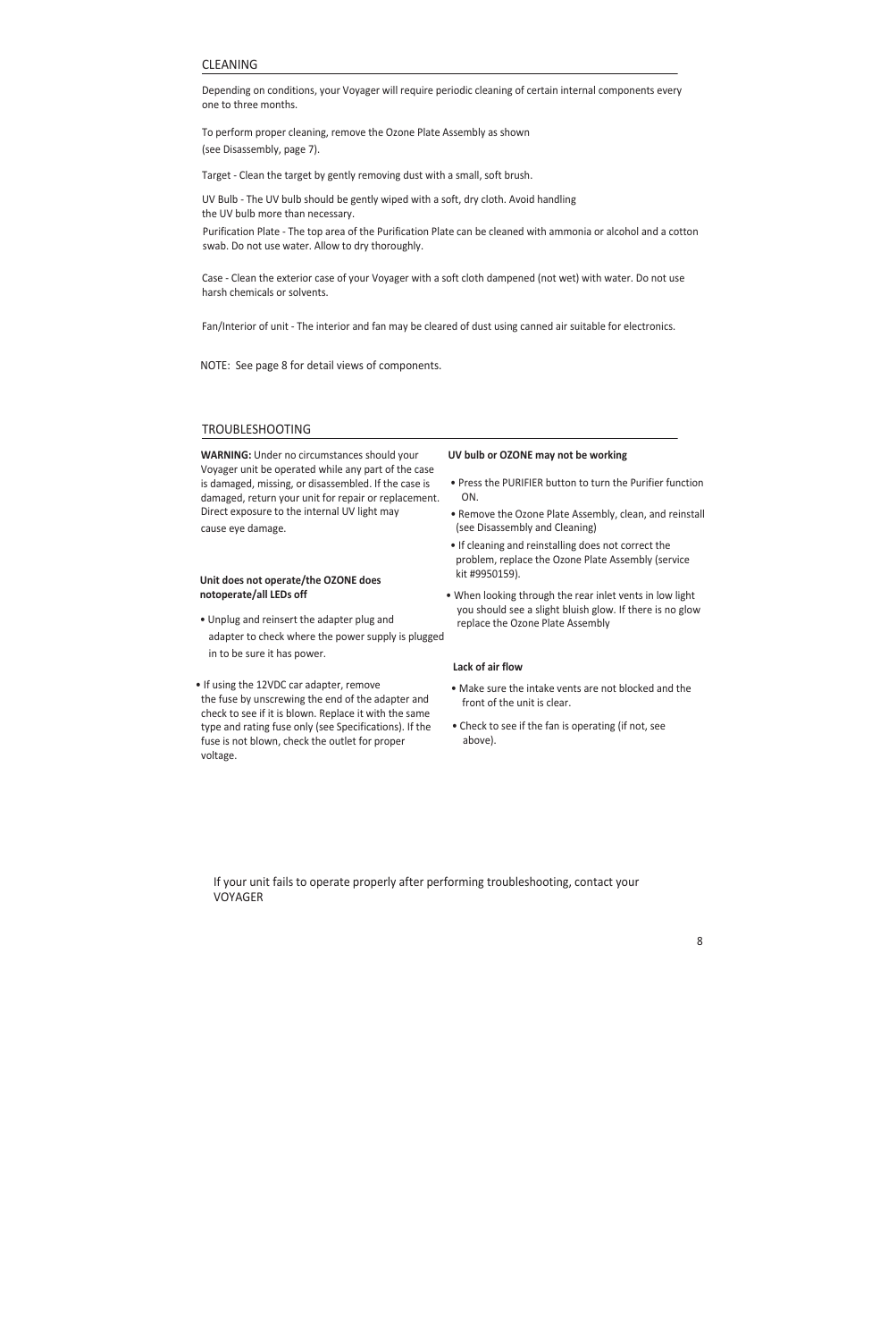## CLEANING

Depending on conditions, your Voyager will require periodic cleaning of certain internal components every one to three months.

To perform proper cleaning, remove the Ozone Plate Assembly as shown (see Disassembly, page 7).

Target - Clean the target by gently removing dust with a small, soft brush.

UV Bulb - The UV bulb should be gently wiped with a soft, dry cloth. Avoid handling the UV bulb more than necessary.

Purification Plate - The top area of the Purification Plate can be cleaned with ammonia or alcohol and a cotton swab. Do not use water. Allow to dry thoroughly.

Case - Clean the exterior case of your Voyager with a soft cloth dampened (not wet) with water. Do not use harsh chemicals or solvents.

Fan/Interior of unit - The interior and fan may be cleared of dust using canned air suitable for electronics.

NOTE: See page 8 for detail views of components.

## TROUBLESHOOTING

**WARNING:** Under no circumstances should your Voyager unit be operated while any part of the case is damaged, missing, or disassembled. If the case is damaged, return your unit for repair or replacement. Direct exposure to the internal UV light may cause eye damage.

**Unit does not operate/the OZONE does notoperate/all LEDs off**

- Unplug and reinsert the adapter plug and adapter to check where the power supply is plugged in to be sure it has power.
- If using the 12VDC car adapter, remove the fuse by unscrewing the end of the adapter and check to see if it is blown. Replace it with the same type and rating fuse only (see Specifications). If the fuse is not blown, check the outlet for proper voltage.

**UV bulb or OZONE may not be working**

- Press the PURIFIER button to turn the Purifier function ON.
- Remove the Ozone Plate Assembly, clean, and reinstall (see Disassembly and Cleaning)
- If cleaning and reinstalling does not correct the problem, replace the Ozone Plate Assembly (service kit #9950159).
- When looking through the rear inlet vents in low light you should see a slight bluish glow. If there is no glow replace the Ozone Plate Assembly

**Lack of air flow**

- Make sure the intake vents are not blocked and the front of the unit is clear.
- Check to see if the fan is operating (if not, see above).

If your unit fails to operate properly after performing troubleshooting, contact your VOYAGER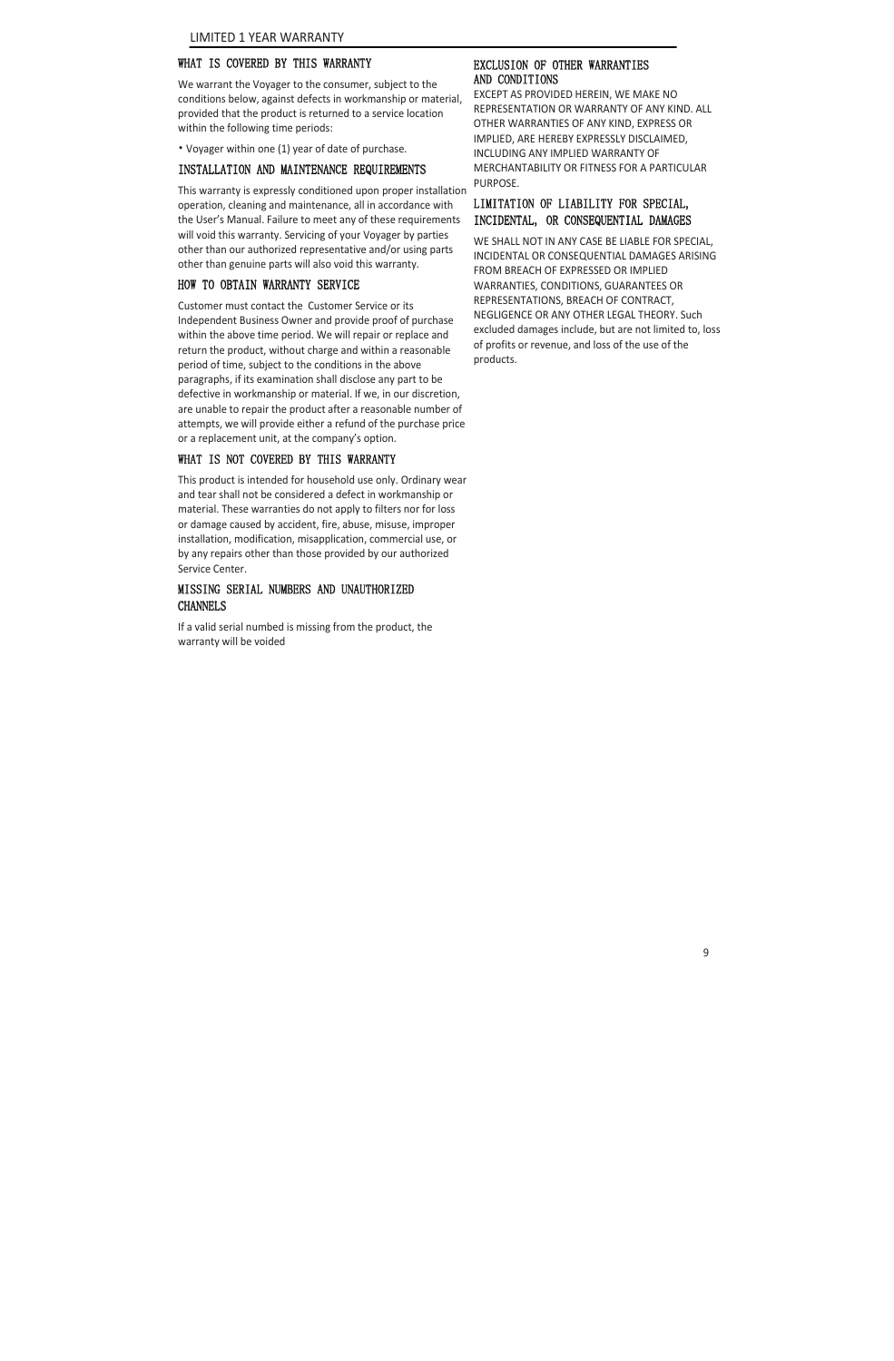LIMITED 1 YEAR WARRANTY

## WHAT IS COVERED BY THIS WARRANTY

We warrant the Voyager to the consumer, subject to the conditions below, against defects in workmanship or material, provided that the product is returned to a service location within the following time periods:

• Voyager within one (1) year of date of purchase.

## INSTALLATION AND MAINTENANCE REQUIREMENTS

This warranty is expressly conditioned upon proper installation operation, cleaning and maintenance, all in accordance with the User's Manual. Failure to meet any of these requirements will void this warranty. Servicing of your Voyager by parties other than our authorized representative and/or using parts other than genuine parts will also void this warranty.

## HOW TO OBTAIN WARRANTY SERVICE

Customer must contact the Customer Service or its Independent Business Owner and provide proof of purchase within the above time period. We will repair or replace and return the product, without charge and within a reasonable period of time, subject to the conditions in the above paragraphs, if its examination shall disclose any part to be defective in workmanship or material. If we, in our discretion, are unable to repair the product after a reasonable number of attempts, we will provide either a refund of the purchase price or a replacement unit, at the company's option.

## WHAT IS NOT COVERED BY THIS WARRANTY

This product is intended for household use only. Ordinary wear and tear shall not be considered a defect in workmanship or material. These warranties do not apply to filters nor for loss or damage caused by accident, fire, abuse, misuse, improper installation, modification, misapplication, commercial use, or by any repairs other than those provided by our authorized Service Center.

## MISSING SERIAL NUMBERS AND UNAUTHORIZED CHANNELS

If a valid serial numbed is missing from the product, the warranty will be voided

## EXCLUSION OF OTHER WARRANTIES AND CONDITIONS

EXCEPT AS PROVIDED HEREIN, WE MAKE NO REPRESENTATION OR WARRANTY OF ANY KIND. ALL OTHER WARRANTIES OF ANY KIND, EXPRESS OR IMPLIED, ARE HEREBY EXPRESSLY DISCLAIMED, INCLUDING ANY IMPLIED WARRANTY OF MERCHANTABILITY OR FITNESS FOR A PARTICULAR PURPOSE.

## LIMITATION OF LIABILITY FOR SPECIAL, INCIDENTAL, OR CONSEQUENTIAL DAMAGES

WE SHALL NOT IN ANY CASE BE LIABLE FOR SPECIAL, INCIDENTAL OR CONSEQUENTIAL DAMAGES ARISING FROM BREACH OF EXPRESSED OR IMPLIED WARRANTIES, CONDITIONS, GUARANTEES OR REPRESENTATIONS, BREACH OF CONTRACT, NEGLIGENCE OR ANY OTHER LEGAL THEORY. Such excluded damages include, but are not limited to, loss of profits or revenue, and loss of the use of the products.